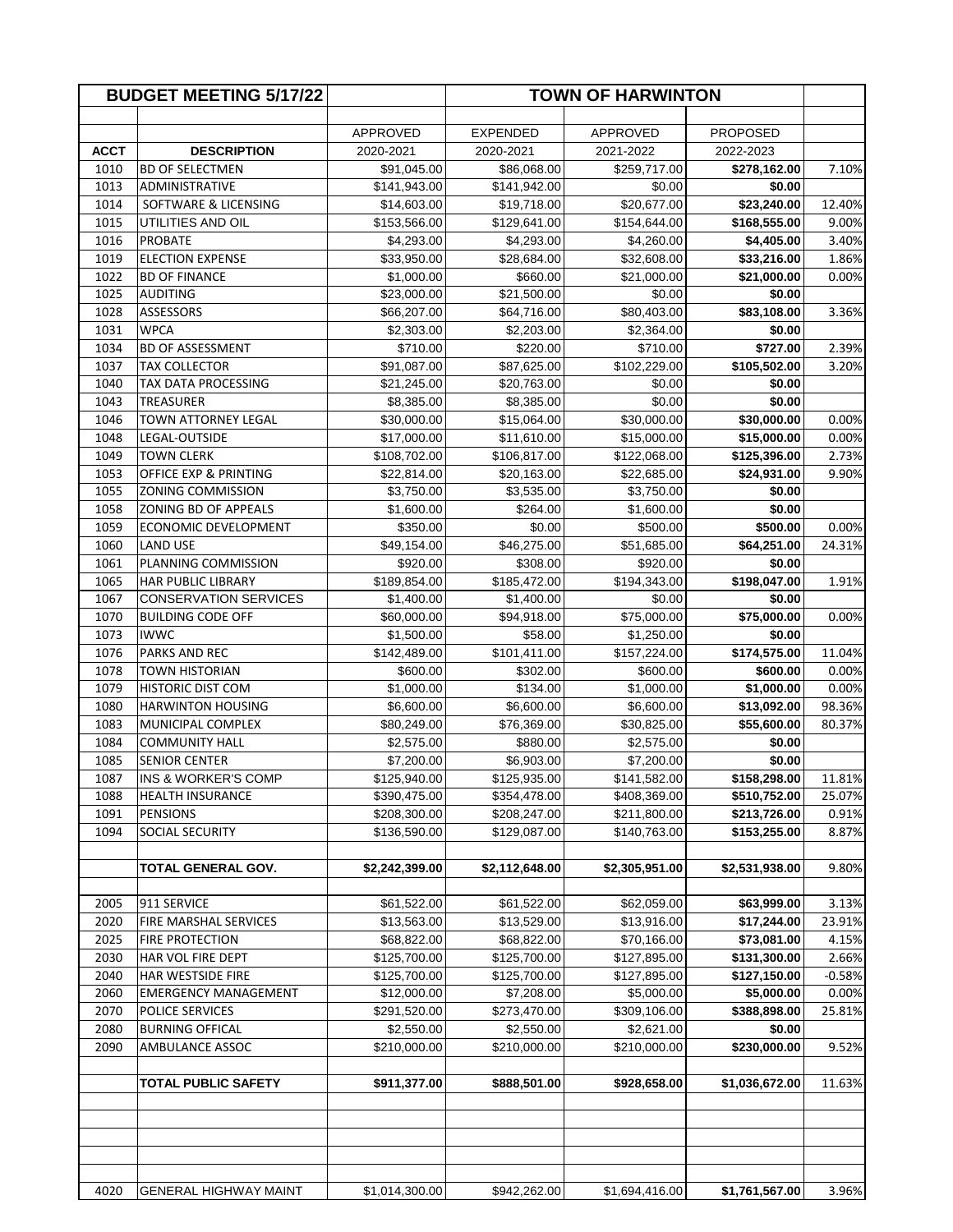| BUDGET MEETING 5/17/22 | | | TOWN OF HARWINTON | | | |
|---|---|---|---|---|---|---|
| | | APPROVED | EXPENDED | APPROVED | PROPOSED | |
| **ACCT** | **DESCRIPTION** | 2020-2021 | 2020-2021 | 2021-2022 | 2022-2023 | |
| 1010 | BD OF SELECTMEN | $91,045.00 | $86,068.00 | $259,717.00 | **$278,162.00** | 7.10% |
| 1013 | ADMINISTRATIVE | $141,943.00 | $141,942.00 | $0.00 | **$0.00** | |
| 1014 | SOFTWARE & LICENSING | $14,603.00 | $19,718.00 | $20,677.00 | **$23,240.00** | 12.40% |
| 1015 | UTILITIES AND OIL | $153,566.00 | $129,641.00 | $154,644.00 | **$168,555.00** | 9.00% |
| 1016 | PROBATE | $4,293.00 | $4,293.00 | $4,260.00 | **$4,405.00** | 3.40% |
| 1019 | ELECTION EXPENSE | $33,950.00 | $28,684.00 | $32,608.00 | **$33,216.00** | 1.86% |
| 1022 | BD OF FINANCE | $1,000.00 | $660.00 | $21,000.00 | **$21,000.00** | 0.00% |
| 1025 | AUDITING | $23,000.00 | $21,500.00 | $0.00 | **$0.00** | |
| 1028 | ASSESSORS | $66,207.00 | $64,716.00 | $80,403.00 | **$83,108.00** | 3.36% |
| 1031 | WPCA | $2,303.00 | $2,203.00 | $2,364.00 | **$0.00** | |
| 1034 | BD OF ASSESSMENT | $710.00 | $220.00 | $710.00 | **$727.00** | 2.39% |
| 1037 | TAX COLLECTOR | $91,087.00 | $87,625.00 | $102,229.00 | **$105,502.00** | 3.20% |
| 1040 | TAX DATA PROCESSING | $21,245.00 | $20,763.00 | $0.00 | **$0.00** | |
| 1043 | TREASURER | $8,385.00 | $8,385.00 | $0.00 | **$0.00** | |
| 1046 | TOWN ATTORNEY LEGAL | $30,000.00 | $15,064.00 | $30,000.00 | **$30,000.00** | 0.00% |
| 1048 | LEGAL-OUTSIDE | $17,000.00 | $11,610.00 | $15,000.00 | **$15,000.00** | 0.00% |
| 1049 | TOWN CLERK | $108,702.00 | $106,817.00 | $122,068.00 | **$125,396.00** | 2.73% |
| 1053 | OFFICE EXP & PRINTING | $22,814.00 | $20,163.00 | $22,685.00 | **$24,931.00** | 9.90% |
| 1055 | ZONING COMMISSION | $3,750.00 | $3,535.00 | $3,750.00 | **$0.00** | |
| 1058 | ZONING BD OF APPEALS | $1,600.00 | $264.00 | $1,600.00 | **$0.00** | |
| 1059 | ECONOMIC DEVELOPMENT | $350.00 | $0.00 | $500.00 | **$500.00** | 0.00% |
| 1060 | LAND USE | $49,154.00 | $46,275.00 | $51,685.00 | **$64,251.00** | 24.31% |
| 1061 | PLANNING COMMISSION | $920.00 | $308.00 | $920.00 | **$0.00** | |
| 1065 | HAR PUBLIC LIBRARY | $189,854.00 | $185,472.00 | $194,343.00 | **$198,047.00** | 1.91% |
| 1067 | CONSERVATION SERVICES | $1,400.00 | $1,400.00 | $0.00 | **$0.00** | |
| 1070 | BUILDING CODE OFF | $60,000.00 | $94,918.00 | $75,000.00 | **$75,000.00** | 0.00% |
| 1073 | IWWC | $1,500.00 | $58.00 | $1,250.00 | **$0.00** | |
| 1076 | PARKS AND REC | $142,489.00 | $101,411.00 | $157,224.00 | **$174,575.00** | 11.04% |
| 1078 | TOWN HISTORIAN | $600.00 | $302.00 | $600.00 | **$600.00** | 0.00% |
| 1079 | HISTORIC DIST COM | $1,000.00 | $134.00 | $1,000.00 | **$1,000.00** | 0.00% |
| 1080 | HARWINTON HOUSING | $6,600.00 | $6,600.00 | $6,600.00 | **$13,092.00** | 98.36% |
| 1083 | MUNICIPAL COMPLEX | $80,249.00 | $76,369.00 | $30,825.00 | **$55,600.00** | 80.37% |
| 1084 | COMMUNITY HALL | $2,575.00 | $880.00 | $2,575.00 | **$0.00** | |
| 1085 | SENIOR CENTER | $7,200.00 | $6,903.00 | $7,200.00 | **$0.00** | |
| 1087 | INS & WORKER'S COMP | $125,940.00 | $125,935.00 | $141,582.00 | **$158,298.00** | 11.81% |
| 1088 | HEALTH INSURANCE | $390,475.00 | $354,478.00 | $408,369.00 | **$510,752.00** | 25.07% |
| 1091 | PENSIONS | $208,300.00 | $208,247.00 | $211,800.00 | **$213,726.00** | 0.91% |
| 1094 | SOCIAL SECURITY | $136,590.00 | $129,087.00 | $140,763.00 | **$153,255.00** | 8.87% |
| | | | | | | |
| | **TOTAL GENERAL GOV.** | **$2,242,399.00** | **$2,112,648.00** | **$2,305,951.00** | **$2,531,938.00** | 9.80% |
| | | | | | | |
| 2005 | 911 SERVICE | $61,522.00 | $61,522.00 | $62,059.00 | **$63,999.00** | 3.13% |
| 2020 | FIRE MARSHAL SERVICES | $13,563.00 | $13,529.00 | $13,916.00 | **$17,244.00** | 23.91% |
| 2025 | FIRE PROTECTION | $68,822.00 | $68,822.00 | $70,166.00 | **$73,081.00** | 4.15% |
| 2030 | HAR VOL FIRE DEPT | $125,700.00 | $125,700.00 | $127,895.00 | **$131,300.00** | 2.66% |
| 2040 | HAR WESTSIDE FIRE | $125,700.00 | $125,700.00 | $127,895.00 | **$127,150.00** | -0.58% |
| 2060 | EMERGENCY MANAGEMENT | $12,000.00 | $7,208.00 | $5,000.00 | **$5,000.00** | 0.00% |
| 2070 | POLICE SERVICES | $291,520.00 | $273,470.00 | $309,106.00 | **$388,898.00** | 25.81% |
| 2080 | BURNING OFFICAL | $2,550.00 | $2,550.00 | $2,621.00 | **$0.00** | |
| 2090 | AMBULANCE ASSOC | $210,000.00 | $210,000.00 | $210,000.00 | **$230,000.00** | 9.52% |
| | | | | | | |
| | **TOTAL PUBLIC SAFETY** | **$911,377.00** | **$888,501.00** | **$928,658.00** | **$1,036,672.00** | 11.63% |
| | | | | | | |
| 4020 | GENERAL HIGHWAY MAINT | $1,014,300.00 | $942,262.00 | $1,694,416.00 | **$1,761,567.00** | 3.96% |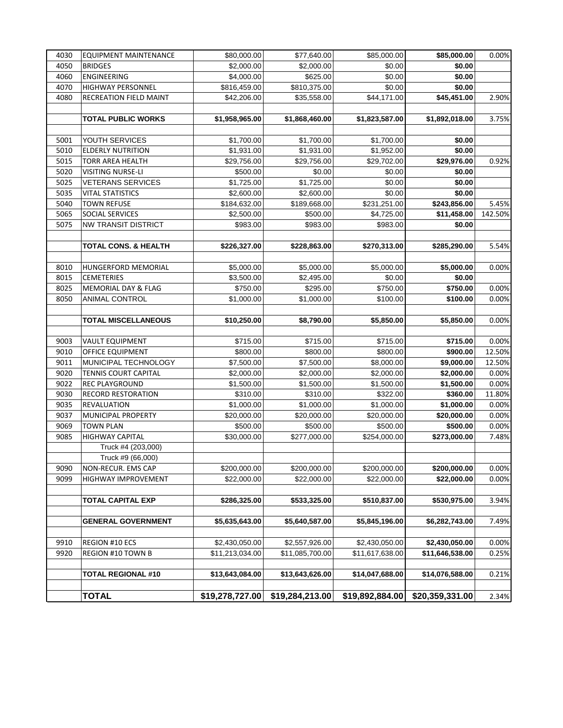| | | | | | | |
|---|---|---|---|---|---|---|
| 4030 | EQUIPMENT MAINTENANCE | $80,000.00 | $77,640.00 | $85,000.00 | **$85,000.00** | 0.00% |
| 4050 | BRIDGES | $2,000.00 | $2,000.00 | $0.00 | **$0.00** | |
| 4060 | ENGINEERING | $4,000.00 | $625.00 | $0.00 | **$0.00** | |
| 4070 | HIGHWAY PERSONNEL | $816,459.00 | $810,375.00 | $0.00 | **$0.00** | |
| 4080 | RECREATION FIELD MAINT | $42,206.00 | $35,558.00 | $44,171.00 | **$45,451.00** | 2.90% |
| | | | | | | |
| | **TOTAL PUBLIC WORKS** | **$1,958,965.00** | **$1,868,460.00** | **$1,823,587.00** | **$1,892,018.00** | 3.75% |
| | | | | | | |
| 5001 | YOUTH SERVICES | $1,700.00 | $1,700.00 | $1,700.00 | **$0.00** | |
| 5010 | ELDERLY NUTRITION | $1,931.00 | $1,931.00 | $1,952.00 | **$0.00** | |
| 5015 | TORR AREA HEALTH | $29,756.00 | $29,756.00 | $29,702.00 | **$29,976.00** | 0.92% |
| 5020 | VISITING NURSE-LI | $500.00 | $0.00 | $0.00 | **$0.00** | |
| 5025 | VETERANS SERVICES | $1,725.00 | $1,725.00 | $0.00 | **$0.00** | |
| 5035 | VITAL STATISTICS | $2,600.00 | $2,600.00 | $0.00 | **$0.00** | |
| 5040 | TOWN REFUSE | $184,632.00 | $189,668.00 | $231,251.00 | **$243,856.00** | 5.45% |
| 5065 | SOCIAL SERVICES | $2,500.00 | $500.00 | $4,725.00 | **$11,458.00** | 142.50% |
| 5075 | NW TRANSIT DISTRICT | $983.00 | $983.00 | $983.00 | **$0.00** | |
| | | | | | | |
| | **TOTAL CONS. & HEALTH** | **$226,327.00** | **$228,863.00** | **$270,313.00** | **$285,290.00** | 5.54% |
| | | | | | | |
| 8010 | HUNGERFORD MEMORIAL | $5,000.00 | $5,000.00 | $5,000.00 | **$5,000.00** | 0.00% |
| 8015 | CEMETERIES | $3,500.00 | $2,495.00 | $0.00 | **$0.00** | |
| 8025 | MEMORIAL DAY & FLAG | $750.00 | $295.00 | $750.00 | **$750.00** | 0.00% |
| 8050 | ANIMAL CONTROL | $1,000.00 | $1,000.00 | $100.00 | **$100.00** | 0.00% |
| | | | | | | |
| | **TOTAL MISCELLANEOUS** | **$10,250.00** | **$8,790.00** | **$5,850.00** | **$5,850.00** | 0.00% |
| | | | | | | |
| 9003 | VAULT EQUIPMENT | $715.00 | $715.00 | $715.00 | **$715.00** | 0.00% |
| 9010 | OFFICE EQUIPMENT | $800.00 | $800.00 | $800.00 | **$900.00** | 12.50% |
| 9011 | MUNICIPAL TECHNOLOGY | $7,500.00 | $7,500.00 | $8,000.00 | **$9,000.00** | 12.50% |
| 9020 | TENNIS COURT CAPITAL | $2,000.00 | $2,000.00 | $2,000.00 | **$2,000.00** | 0.00% |
| 9022 | REC PLAYGROUND | $1,500.00 | $1,500.00 | $1,500.00 | **$1,500.00** | 0.00% |
| 9030 | RECORD RESTORATION | $310.00 | $310.00 | $322.00 | **$360.00** | 11.80% |
| 9035 | REVALUATION | $1,000.00 | $1,000.00 | $1,000.00 | **$1,000.00** | 0.00% |
| 9037 | MUNICIPAL PROPERTY | $20,000.00 | $20,000.00 | $20,000.00 | **$20,000.00** | 0.00% |
| 9069 | TOWN PLAN | $500.00 | $500.00 | $500.00 | **$500.00** | 0.00% |
| 9085 | HIGHWAY CAPITAL | $30,000.00 | $277,000.00 | $254,000.00 | **$273,000.00** | 7.48% |
| | Truck #4 (203,000) | | | | | |
| | Truck #9 (66,000) | | | | | |
| 9090 | NON-RECUR. EMS CAP | $200,000.00 | $200,000.00 | $200,000.00 | **$200,000.00** | 0.00% |
| 9099 | HIGHWAY IMPROVEMENT | $22,000.00 | $22,000.00 | $22,000.00 | **$22,000.00** | 0.00% |
| | | | | | | |
| | **TOTAL CAPITAL EXP** | **$286,325.00** | **$533,325.00** | **$510,837.00** | **$530,975.00** | 3.94% |
| | | | | | | |
| | **GENERAL GOVERNMENT** | **$5,635,643.00** | **$5,640,587.00** | **$5,845,196.00** | **$6,282,743.00** | 7.49% |
| | | | | | | |
| 9910 | REGION #10 ECS | $2,430,050.00 | $2,557,926.00 | $2,430,050.00 | **$2,430,050.00** | 0.00% |
| 9920 | REGION #10 TOWN B | $11,213,034.00 | $11,085,700.00 | $11,617,638.00 | **$11,646,538.00** | 0.25% |
| | | | | | | |
| | **TOTAL REGIONAL #10** | **$13,643,084.00** | **$13,643,626.00** | **$14,047,688.00** | **$14,076,588.00** | 0.21% |
| | | | | | | |
| | **TOTAL** | **$19,278,727.00** | **$19,284,213.00** | **$19,892,884.00** | **$20,359,331.00** | 2.34% |